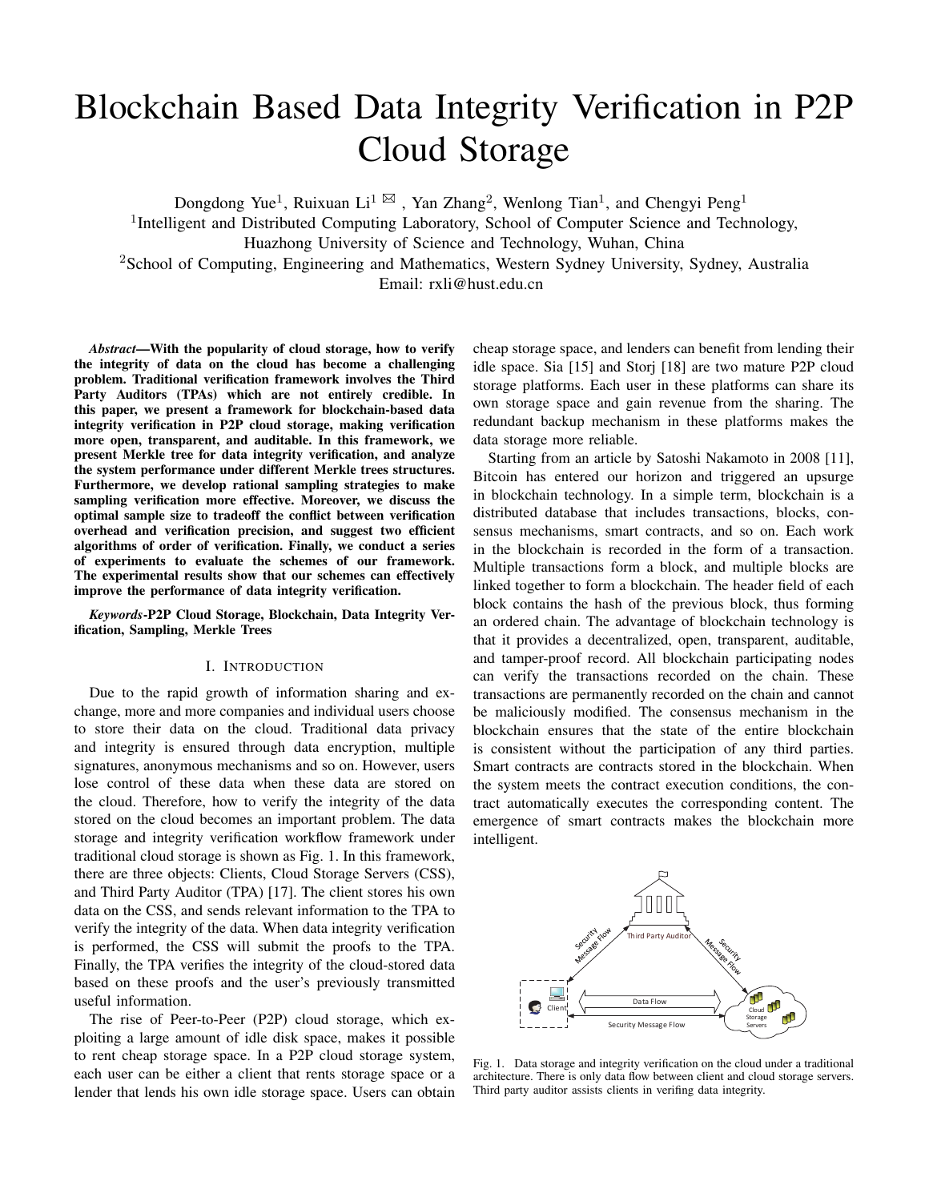# Blockchain Based Data Integrity Verification in P2P Cloud Storage

Dongdong Yue[1], Ruixuan Li[1] ✉, Yan Zhang[2], Wenlong Tian[1], and Chengyi Peng[1]

[1]Intelligent and Distributed Computing Laboratory, School of Computer Science and Technology, Huazhong University of Science and Technology, Wuhan, China

[2]School of Computing, Engineering and Mathematics, Western Sydney University, Sydney, Australia

Email: rxli@hust.edu.cn

***Abstract*—With the popularity of cloud storage, how to verify the integrity of data on the cloud has become a challenging problem. Traditional verification framework involves the Third Party Auditors (TPAs) which are not entirely credible. In this paper, we present a framework for blockchain-based data integrity verification in P2P cloud storage, making verification more open, transparent, and auditable. In this framework, we present Merkle tree for data integrity verification, and analyze the system performance under different Merkle trees structures. Furthermore, we develop rational sampling strategies to make sampling verification more effective. Moreover, we discuss the optimal sample size to tradeoff the conflict between verification overhead and verification precision, and suggest two efficient algorithms of order of verification. Finally, we conduct a series of experiments to evaluate the schemes of our framework. The experimental results show that our schemes can effectively improve the performance of data integrity verification.**

***Keywords*-P2P Cloud Storage, Blockchain, Data Integrity Verification, Sampling, Merkle Trees**

## I. Introduction

Due to the rapid growth of information sharing and exchange, more and more companies and individual users choose to store their data on the cloud. Traditional data privacy and integrity is ensured through data encryption, multiple signatures, anonymous mechanisms and so on. However, users lose control of these data when these data are stored on the cloud. Therefore, how to verify the integrity of the data stored on the cloud becomes an important problem. The data storage and integrity verification workflow framework under traditional cloud storage is shown as Fig. 1. In this framework, there are three objects: Clients, Cloud Storage Servers (CSS), and Third Party Auditor (TPA) [17]. The client stores his own data on the CSS, and sends relevant information to the TPA to verify the integrity of the data. When data integrity verification is performed, the CSS will submit the proofs to the TPA. Finally, the TPA verifies the integrity of the cloud-stored data based on these proofs and the user's previously transmitted useful information.

The rise of Peer-to-Peer (P2P) cloud storage, which exploiting a large amount of idle disk space, makes it possible to rent cheap storage space. In a P2P cloud storage system, each user can be either a client that rents storage space or a lender that lends his own idle storage space. Users can obtain cheap storage space, and lenders can benefit from lending their idle space. Sia [15] and Storj [18] are two mature P2P cloud storage platforms. Each user in these platforms can share its own storage space and gain revenue from the sharing. The redundant backup mechanism in these platforms makes the data storage more reliable.

Starting from an article by Satoshi Nakamoto in 2008 [11], Bitcoin has entered our horizon and triggered an upsurge in blockchain technology. In a simple term, blockchain is a distributed database that includes transactions, blocks, consensus mechanisms, smart contracts, and so on. Each work in the blockchain is recorded in the form of a transaction. Multiple transactions form a block, and multiple blocks are linked together to form a blockchain. The header field of each block contains the hash of the previous block, thus forming an ordered chain. The advantage of blockchain technology is that it provides a decentralized, open, transparent, auditable, and tamper-proof record. All blockchain participating nodes can verify the transactions recorded on the chain. These transactions are permanently recorded on the chain and cannot be maliciously modified. The consensus mechanism in the blockchain ensures that the state of the entire blockchain is consistent without the participation of any third parties. Smart contracts are contracts stored in the blockchain. When the system meets the contract execution conditions, the contract automatically executes the corresponding content. The emergence of smart contracts makes the blockchain more intelligent.

Fig. 1. Data storage and integrity verification on the cloud under a traditional architecture. There is only data flow between client and cloud storage servers. Third party auditor assists clients in verifing data integrity.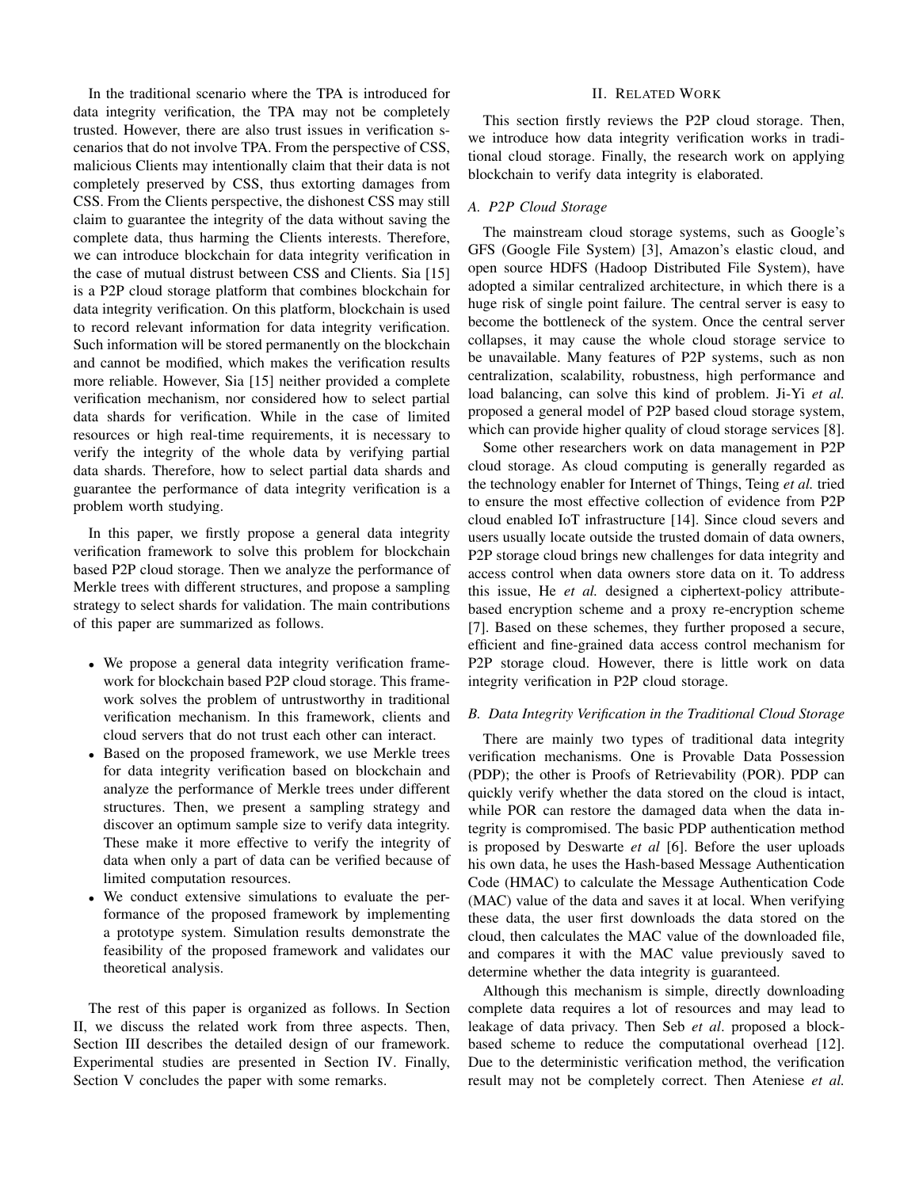In the traditional scenario where the TPA is introduced for data integrity verification, the TPA may not be completely trusted. However, there are also trust issues in verification scenarios that do not involve TPA. From the perspective of CSS, malicious Clients may intentionally claim that their data is not completely preserved by CSS, thus extorting damages from CSS. From the Clients perspective, the dishonest CSS may still claim to guarantee the integrity of the data without saving the complete data, thus harming the Clients interests. Therefore, we can introduce blockchain for data integrity verification in the case of mutual distrust between CSS and Clients. Sia [15] is a P2P cloud storage platform that combines blockchain for data integrity verification. On this platform, blockchain is used to record relevant information for data integrity verification. Such information will be stored permanently on the blockchain and cannot be modified, which makes the verification results more reliable. However, Sia [15] neither provided a complete verification mechanism, nor considered how to select partial data shards for verification. While in the case of limited resources or high real-time requirements, it is necessary to verify the integrity of the whole data by verifying partial data shards. Therefore, how to select partial data shards and guarantee the performance of data integrity verification is a problem worth studying.

In this paper, we firstly propose a general data integrity verification framework to solve this problem for blockchain based P2P cloud storage. Then we analyze the performance of Merkle trees with different structures, and propose a sampling strategy to select shards for validation. The main contributions of this paper are summarized as follows.

- We propose a general data integrity verification framework for blockchain based P2P cloud storage. This framework solves the problem of untrustworthy in traditional verification mechanism. In this framework, clients and cloud servers that do not trust each other can interact.
- Based on the proposed framework, we use Merkle trees for data integrity verification based on blockchain and analyze the performance of Merkle trees under different structures. Then, we present a sampling strategy and discover an optimum sample size to verify data integrity. These make it more effective to verify the integrity of data when only a part of data can be verified because of limited computation resources.
- We conduct extensive simulations to evaluate the performance of the proposed framework by implementing a prototype system. Simulation results demonstrate the feasibility of the proposed framework and validates our theoretical analysis.

The rest of this paper is organized as follows. In Section II, we discuss the related work from three aspects. Then, Section III describes the detailed design of our framework. Experimental studies are presented in Section IV. Finally, Section V concludes the paper with some remarks.

## II. Related Work

This section firstly reviews the P2P cloud storage. Then, we introduce how data integrity verification works in traditional cloud storage. Finally, the research work on applying blockchain to verify data integrity is elaborated.

### A. P2P Cloud Storage

The mainstream cloud storage systems, such as Google's GFS (Google File System) [3], Amazon's elastic cloud, and open source HDFS (Hadoop Distributed File System), have adopted a similar centralized architecture, in which there is a huge risk of single point failure. The central server is easy to become the bottleneck of the system. Once the central server collapses, it may cause the whole cloud storage service to be unavailable. Many features of P2P systems, such as non centralization, scalability, robustness, high performance and load balancing, can solve this kind of problem. Ji-Yi *et al.* proposed a general model of P2P based cloud storage system, which can provide higher quality of cloud storage services [8].

Some other researchers work on data management in P2P cloud storage. As cloud computing is generally regarded as the technology enabler for Internet of Things, Teing *et al.* tried to ensure the most effective collection of evidence from P2P cloud enabled IoT infrastructure [14]. Since cloud severs and users usually locate outside the trusted domain of data owners, P2P storage cloud brings new challenges for data integrity and access control when data owners store data on it. To address this issue, He *et al.* designed a ciphertext-policy attribute-based encryption scheme and a proxy re-encryption scheme [7]. Based on these schemes, they further proposed a secure, efficient and fine-grained data access control mechanism for P2P storage cloud. However, there is little work on data integrity verification in P2P cloud storage.

### B. Data Integrity Verification in the Traditional Cloud Storage

There are mainly two types of traditional data integrity verification mechanisms. One is Provable Data Possession (PDP); the other is Proofs of Retrievability (POR). PDP can quickly verify whether the data stored on the cloud is intact, while POR can restore the damaged data when the data integrity is compromised. The basic PDP authentication method is proposed by Deswarte *et al* [6]. Before the user uploads his own data, he uses the Hash-based Message Authentication Code (HMAC) to calculate the Message Authentication Code (MAC) value of the data and saves it at local. When verifying these data, the user first downloads the data stored on the cloud, then calculates the MAC value of the downloaded file, and compares it with the MAC value previously saved to determine whether the data integrity is guaranteed.

Although this mechanism is simple, directly downloading complete data requires a lot of resources and may lead to leakage of data privacy. Then Seb *et al*. proposed a block-based scheme to reduce the computational overhead [12]. Due to the deterministic verification method, the verification result may not be completely correct. Then Ateniese *et al.*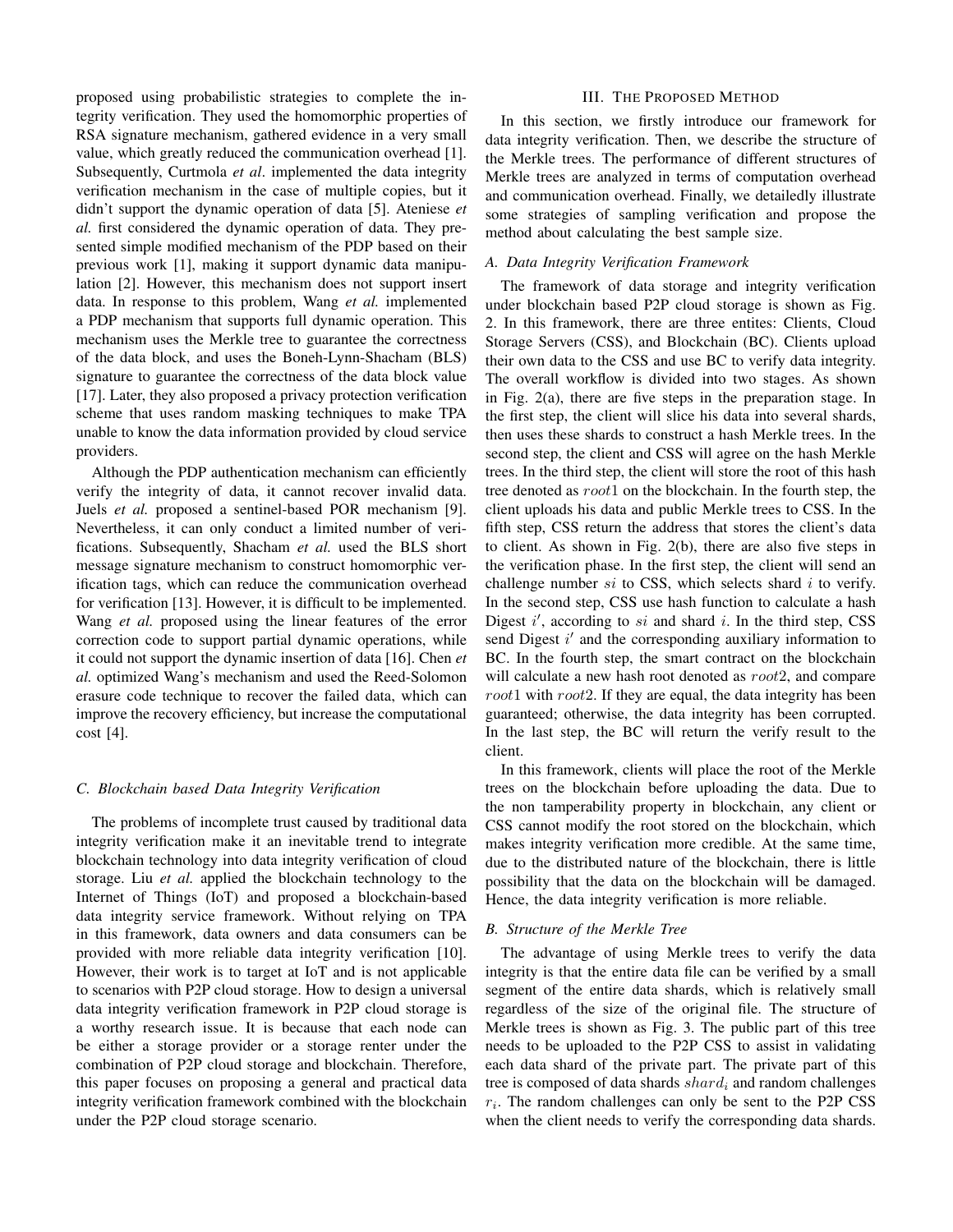proposed using probabilistic strategies to complete the integrity verification. They used the homomorphic properties of RSA signature mechanism, gathered evidence in a very small value, which greatly reduced the communication overhead [1]. Subsequently, Curtmola *et al*. implemented the data integrity verification mechanism in the case of multiple copies, but it didn't support the dynamic operation of data [5]. Ateniese *et al.* first considered the dynamic operation of data. They presented simple modified mechanism of the PDP based on their previous work [1], making it support dynamic data manipulation [2]. However, this mechanism does not support insert data. In response to this problem, Wang *et al.* implemented a PDP mechanism that supports full dynamic operation. This mechanism uses the Merkle tree to guarantee the correctness of the data block, and uses the Boneh-Lynn-Shacham (BLS) signature to guarantee the correctness of the data block value [17]. Later, they also proposed a privacy protection verification scheme that uses random masking techniques to make TPA unable to know the data information provided by cloud service providers.

Although the PDP authentication mechanism can efficiently verify the integrity of data, it cannot recover invalid data. Juels *et al.* proposed a sentinel-based POR mechanism [9]. Nevertheless, it can only conduct a limited number of verifications. Subsequently, Shacham *et al.* used the BLS short message signature mechanism to construct homomorphic verification tags, which can reduce the communication overhead for verification [13]. However, it is difficult to be implemented. Wang *et al.* proposed using the linear features of the error correction code to support partial dynamic operations, while it could not support the dynamic insertion of data [16]. Chen *et al.* optimized Wang's mechanism and used the Reed-Solomon erasure code technique to recover the failed data, which can improve the recovery efficiency, but increase the computational cost [4].

### C. Blockchain based Data Integrity Verification

The problems of incomplete trust caused by traditional data integrity verification make it an inevitable trend to integrate blockchain technology into data integrity verification of cloud storage. Liu *et al.* applied the blockchain technology to the Internet of Things (IoT) and proposed a blockchain-based data integrity service framework. Without relying on TPA in this framework, data owners and data consumers can be provided with more reliable data integrity verification [10]. However, their work is to target at IoT and is not applicable to scenarios with P2P cloud storage. How to design a universal data integrity verification framework in P2P cloud storage is a worthy research issue. It is because that each node can be either a storage provider or a storage renter under the combination of P2P cloud storage and blockchain. Therefore, this paper focuses on proposing a general and practical data integrity verification framework combined with the blockchain under the P2P cloud storage scenario.

## III. The Proposed Method

In this section, we firstly introduce our framework for data integrity verification. Then, we describe the structure of the Merkle trees. The performance of different structures of Merkle trees are analyzed in terms of computation overhead and communication overhead. Finally, we detailedly illustrate some strategies of sampling verification and propose the method about calculating the best sample size.

### A. Data Integrity Verification Framework

The framework of data storage and integrity verification under blockchain based P2P cloud storage is shown as Fig. 2. In this framework, there are three entites: Clients, Cloud Storage Servers (CSS), and Blockchain (BC). Clients upload their own data to the CSS and use BC to verify data integrity. The overall workflow is divided into two stages. As shown in Fig. 2(a), there are five steps in the preparation stage. In the first step, the client will slice his data into several shards, then uses these shards to construct a hash Merkle trees. In the second step, the client and CSS will agree on the hash Merkle trees. In the third step, the client will store the root of this hash tree denoted as $root1$ on the blockchain. In the fourth step, the client uploads his data and public Merkle trees to CSS. In the fifth step, CSS return the address that stores the client's data to client. As shown in Fig. 2(b), there are also five steps in the verification phase. In the first step, the client will send an challenge number $si$ to CSS, which selects shard $i$ to verify. In the second step, CSS use hash function to calculate a hash Digest $i'$, according to $si$ and shard $i$. In the third step, CSS send Digest $i'$ and the corresponding auxiliary information to BC. In the fourth step, the smart contract on the blockchain will calculate a new hash root denoted as $root2$, and compare $root1$ with $root2$. If they are equal, the data integrity has been guaranteed; otherwise, the data integrity has been corrupted. In the last step, the BC will return the verify result to the client.

In this framework, clients will place the root of the Merkle trees on the blockchain before uploading the data. Due to the non tamperability property in blockchain, any client or CSS cannot modify the root stored on the blockchain, which makes integrity verification more credible. At the same time, due to the distributed nature of the blockchain, there is little possibility that the data on the blockchain will be damaged. Hence, the data integrity verification is more reliable.

### B. Structure of the Merkle Tree

The advantage of using Merkle trees to verify the data integrity is that the entire data file can be verified by a small segment of the entire data shards, which is relatively small regardless of the size of the original file. The structure of Merkle trees is shown as Fig. 3. The public part of this tree needs to be uploaded to the P2P CSS to assist in validating each data shard of the private part. The private part of this tree is composed of data shards $shard_i$ and random challenges $r_i$. The random challenges can only be sent to the P2P CSS when the client needs to verify the corresponding data shards.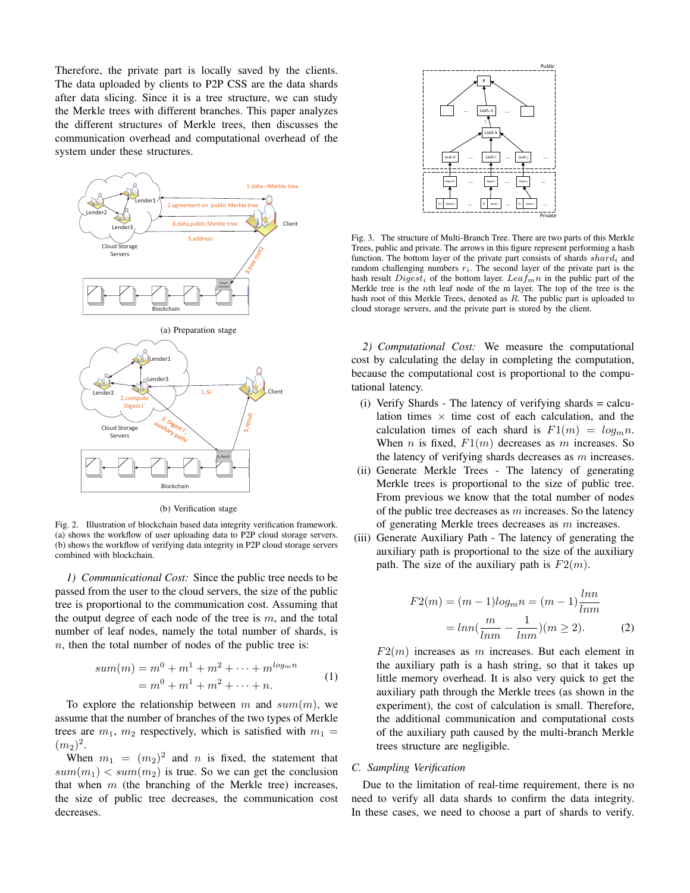Therefore, the private part is locally saved by the clients. The data uploaded by clients to P2P CSS are the data shards after data slicing. Since it is a tree structure, we can study the Merkle trees with different branches. This paper analyzes the different structures of Merkle trees, then discusses the communication overhead and computational overhead of the system under these structures.

(a) Preparation stage

(b) Verification stage

Fig. 2. Illustration of blockchain based data integrity verification framework. (a) shows the workflow of user uploading data to P2P cloud storage servers. (b) shows the workflow of verifying data integrity in P2P cloud storage servers combined with blockchain.

*1) Communicational Cost:* Since the public tree needs to be passed from the user to the cloud servers, the size of the public tree is proportional to the communication cost. Assuming that the output degree of each node of the tree is $m$, and the total number of leaf nodes, namely the total number of shards, is $n$, then the total number of nodes of the public tree is:

$$\begin{aligned} sum(m) &= m^0 + m^1 + m^2 + \cdots + m^{log_m n} \\ &= m^0 + m^1 + m^2 + \cdots + n. \end{aligned} \tag{1}$$

To explore the relationship between $m$ and $sum(m)$, we assume that the number of branches of the two types of Merkle trees are $m_1$, $m_2$ respectively, which is satisfied with $m_1 = (m_2)^2$.

When $m_1 = (m_2)^2$ and $n$ is fixed, the statement that $sum(m_1) < sum(m_2)$ is true. So we can get the conclusion that when $m$ (the branching of the Merkle tree) increases, the size of public tree decreases, the communication cost decreases.

Fig. 3. The structure of Multi-Branch Tree. There are two parts of this Merkle Trees, public and private. The arrows in this figure represent performing a hash function. The bottom layer of the private part consists of shards $shard_i$ and random challenging numbers $r_i$. The second layer of the private part is the hash result $Digest_i$ of the bottom layer. $Leaf_m n$ in the public part of the Merkle tree is the $n$th leaf node of the m layer. The top of the tree is the hash root of this Merkle Trees, denoted as $R$. The public part is uploaded to cloud storage servers, and the private part is stored by the client.

*2) Computational Cost:* We measure the computational cost by calculating the delay in completing the computation, because the computational cost is proportional to the computational latency.

(i) Verify Shards - The latency of verifying shards = calculation times × time cost of each calculation, and the calculation times of each shard is $F1(m) = log_m n$. When $n$ is fixed, $F1(m)$ decreases as $m$ increases. So the latency of verifying shards decreases as $m$ increases.

(ii) Generate Merkle Trees - The latency of generating Merkle trees is proportional to the size of public tree. From previous we know that the total number of nodes of the public tree decreases as $m$ increases. So the latency of generating Merkle trees decreases as $m$ increases.

(iii) Generate Auxiliary Path - The latency of generating the auxiliary path is proportional to the size of the auxiliary path. The size of the auxiliary path is $F2(m)$.

$$\begin{aligned} F2(m) &= (m-1)log_m n = (m-1)\frac{lnn}{lnm} \\ &= lnn\left(\frac{m}{lnm} - \frac{1}{lnm}\right)(m \geq 2). \end{aligned} \tag{2}$$

$F2(m)$ increases as $m$ increases. But each element in the auxiliary path is a hash string, so that it takes up little memory overhead. It is also very quick to get the auxiliary path through the Merkle trees (as shown in the experiment), the cost of calculation is small. Therefore, the additional communication and computational costs of the auxiliary path caused by the multi-branch Merkle trees structure are negligible.

## C. Sampling Verification

Due to the limitation of real-time requirement, there is no need to verify all data shards to confirm the data integrity. In these cases, we need to choose a part of shards to verify.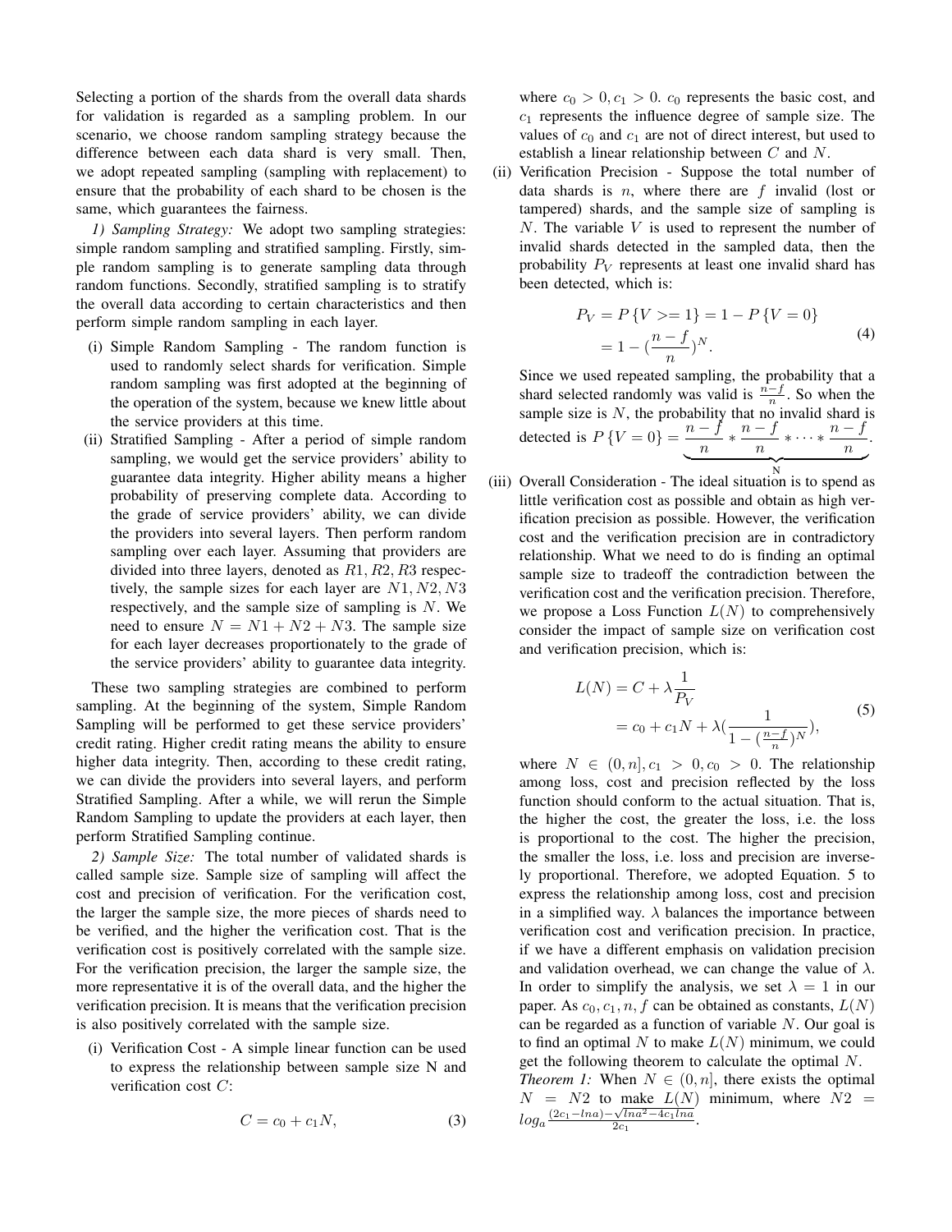Selecting a portion of the shards from the overall data shards for validation is regarded as a sampling problem. In our scenario, we choose random sampling strategy because the difference between each data shard is very small. Then, we adopt repeated sampling (sampling with replacement) to ensure that the probability of each shard to be chosen is the same, which guarantees the fairness.

*1) Sampling Strategy:* We adopt two sampling strategies: simple random sampling and stratified sampling. Firstly, simple random sampling is to generate sampling data through random functions. Secondly, stratified sampling is to stratify the overall data according to certain characteristics and then perform simple random sampling in each layer.

(i) Simple Random Sampling - The random function is used to randomly select shards for verification. Simple random sampling was first adopted at the beginning of the operation of the system, because we knew little about the service providers at this time.

(ii) Stratified Sampling - After a period of simple random sampling, we would get the service providers' ability to guarantee data integrity. Higher ability means a higher probability of preserving complete data. According to the grade of service providers' ability, we can divide the providers into several layers. Then perform random sampling over each layer. Assuming that providers are divided into three layers, denoted as $R1, R2, R3$ respectively, the sample sizes for each layer are $N1, N2, N3$ respectively, and the sample size of sampling is $N$. We need to ensure $N = N1 + N2 + N3$. The sample size for each layer decreases proportionately to the grade of the service providers' ability to guarantee data integrity.

These two sampling strategies are combined to perform sampling. At the beginning of the system, Simple Random Sampling will be performed to get these service providers' credit rating. Higher credit rating means the ability to ensure higher data integrity. Then, according to these credit rating, we can divide the providers into several layers, and perform Stratified Sampling. After a while, we will rerun the Simple Random Sampling to update the providers at each layer, then perform Stratified Sampling continue.

*2) Sample Size:* The total number of validated shards is called sample size. Sample size of sampling will affect the cost and precision of verification. For the verification cost, the larger the sample size, the more pieces of shards need to be verified, and the higher the verification cost. That is the verification cost is positively correlated with the sample size. For the verification precision, the larger the sample size, the more representative it is of the overall data, and the higher the verification precision. It is means that the verification precision is also positively correlated with the sample size.

(i) Verification Cost - A simple linear function can be used to express the relationship between sample size N and verification cost $C$:

$$C = c_0 + c_1 N, \tag{3}$$

where $c_0 > 0, c_1 > 0$. $c_0$ represents the basic cost, and $c_1$ represents the influence degree of sample size. The values of $c_0$ and $c_1$ are not of direct interest, but used to establish a linear relationship between $C$ and $N$.

(ii) Verification Precision - Suppose the total number of data shards is $n$, where there are $f$ invalid (lost or tampered) shards, and the sample size of sampling is $N$. The variable $V$ is used to represent the number of invalid shards detected in the sampled data, then the probability $P_V$ represents at least one invalid shard has been detected, which is:

$$\begin{aligned} P_V &= P\{V >= 1\} = 1 - P\{V = 0\} \\ &= 1 - (\frac{n-f}{n})^N. \end{aligned} \tag{4}$$

Since we used repeated sampling, the probability that a shard selected randomly was valid is $\frac{n-f}{n}$. So when the sample size is $N$, the probability that no invalid shard is detected is $P\{V = 0\} = \underbrace{\frac{n-f}{n} * \frac{n-f}{n} * \cdots * \frac{n-f}{n}}_{\text{N}}$.

(iii) Overall Consideration - The ideal situation is to spend as little verification cost as possible and obtain as high verification precision as possible. However, the verification cost and the verification precision are in contradictory relationship. What we need to do is finding an optimal sample size to tradeoff the contradiction between the verification cost and the verification precision. Therefore, we propose a Loss Function $L(N)$ to comprehensively consider the impact of sample size on verification cost and verification precision, which is:

$$\begin{aligned} L(N) &= C + \lambda \frac{1}{P_V} \\ &= c_0 + c_1 N + \lambda (\frac{1}{1 - (\frac{n-f}{n})^N}), \end{aligned} \tag{5}$$

where $N \in (0, n], c_1 > 0, c_0 > 0$. The relationship among loss, cost and precision reflected by the loss function should conform to the actual situation. That is, the higher the cost, the greater the loss, i.e. the loss is proportional to the cost. The higher the precision, the smaller the loss, i.e. loss and precision are inversely proportional. Therefore, we adopted Equation. 5 to express the relationship among loss, cost and precision in a simplified way. $\lambda$ balances the importance between verification cost and verification precision. In practice, if we have a different emphasis on validation precision and validation overhead, we can change the value of $\lambda$. In order to simplify the analysis, we set $\lambda = 1$ in our paper. As $c_0, c_1, n, f$ can be obtained as constants, $L(N)$ can be regarded as a function of variable $N$. Our goal is to find an optimal $N$ to make $L(N)$ minimum, we could get the following theorem to calculate the optimal $N$.

*Theorem 1:* When $N \in (0, n]$, there exists the optimal $N = N2$ to make $L(N)$ minimum, where $N2 = log_a \frac{(2c_1 - lna) - \sqrt{lna^2 - 4c_1 lna}}{2c_1}$.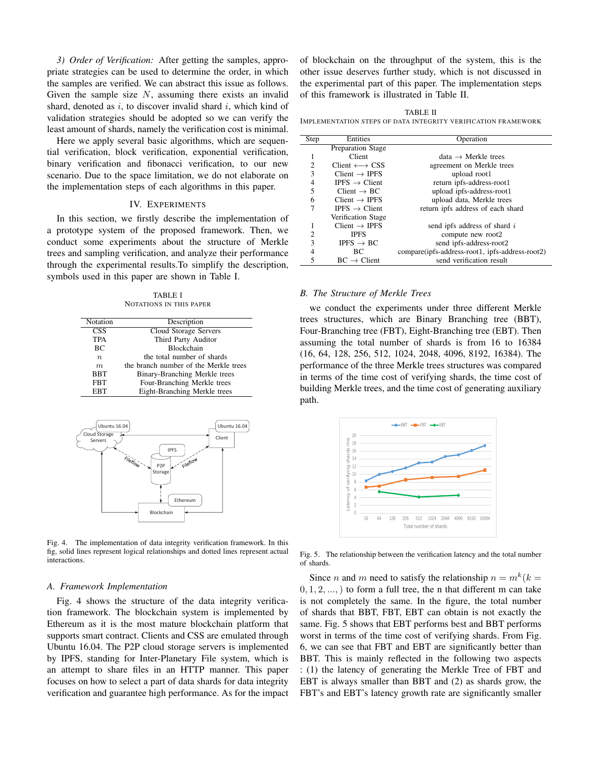*3) Order of Verification:* After getting the samples, appropriate strategies can be used to determine the order, in which the samples are verified. We can abstract this issue as follows. Given the sample size $N$, assuming there exists an invalid shard, denoted as $i$, to discover invalid shard $i$, which kind of validation strategies should be adopted so we can verify the least amount of shards, namely the verification cost is minimal.

Here we apply several basic algorithms, which are sequential verification, block verification, exponential verification, binary verification and fibonacci verification, to our new scenario. Due to the space limitation, we do not elaborate on the implementation steps of each algorithms in this paper.

## IV. Experiments

In this section, we firstly describe the implementation of a prototype system of the proposed framework. Then, we conduct some experiments about the structure of Merkle trees and sampling verification, and analyze their performance through the experimental results.To simplify the description, symbols used in this paper are shown in Table I.

TABLE I
NOTATIONS IN THIS PAPER

| Notation | Description |
|---|---|
| CSS | Cloud Storage Servers |
| TPA | Third Party Auditor |
| BC | Blockchain |
| $n$ | the total number of shards |
| $m$ | the branch number of the Merkle trees |
| BBT | Binary-Branching Merkle trees |
| FBT | Four-Branching Merkle trees |
| EBT | Eight-Branching Merkle trees |

Fig. 4. The implementation of data integrity verification framework. In this fig, solid lines represent logical relationships and dotted lines represent actual interactions.

### A. Framework Implementation

Fig. 4 shows the structure of the data integrity verification framework. The blockchain system is implemented by Ethereum as it is the most mature blockchain platform that supports smart contract. Clients and CSS are emulated through Ubuntu 16.04. The P2P cloud storage servers is implemented by IPFS, standing for Inter-Planetary File system, which is an attempt to share files in an HTTP manner. This paper focuses on how to select a part of data shards for data integrity verification and guarantee high performance. As for the impact of blockchain on the throughput of the system, this is the other issue deserves further study, which is not discussed in the experimental part of this paper. The implementation steps of this framework is illustrated in Table II.

TABLE II
IMPLEMENTATION STEPS OF DATA INTEGRITY VERIFICATION FRAMEWORK

| Step | Entities | Operation |
|---|---|---|
| | Preparation Stage | |
| 1 | Client | data → Merkle trees |
| 2 | Client ⟷ CSS | agreement on Merkle trees |
| 3 | Client → IPFS | upload root1 |
| 4 | IPFS → Client | return ipfs-address-root1 |
| 5 | Client → BC | upload ipfs-address-root1 |
| 6 | Client → IPFS | upload data, Merkle trees |
| 7 | IPFS → Client | return ipfs address of each shard |
| | Verification Stage | |
| 1 | Client → IPFS | send ipfs address of shard $i$ |
| 2 | IPFS | compute new root2 |
| 3 | IPFS → BC | send ipfs-address-root2 |
| 4 | BC | compare(ipfs-address-root1, ipfs-address-root2) |
| 5 | BC → Client | send verification result |

### B. The Structure of Merkle Trees

we conduct the experiments under three different Merkle trees structures, which are Binary Branching tree (BBT), Four-Branching tree (FBT), Eight-Branching tree (EBT). Then assuming the total number of shards is from 16 to 16384 (16, 64, 128, 256, 512, 1024, 2048, 4096, 8192, 16384). The performance of the three Merkle trees structures was compared in terms of the time cost of verifying shards, the time cost of building Merkle trees, and the time cost of generating auxiliary path.

Fig. 5. The relationship between the verification latency and the total number of shards.

Since $n$ and $m$ need to satisfy the relationship $n = m^k(k = 0, 1, 2, ...,)$ to form a full tree, the n that different m can take is not completely the same. In the figure, the total number of shards that BBT, FBT, EBT can obtain is not exactly the same. Fig. 5 shows that EBT performs best and BBT performs worst in terms of the time cost of verifying shards. From Fig. 6, we can see that FBT and EBT are significantly better than BBT. This is mainly reflected in the following two aspects : (1) the latency of generating the Merkle Tree of FBT and EBT is always smaller than BBT and (2) as shards grow, the FBT's and EBT's latency growth rate are significantly smaller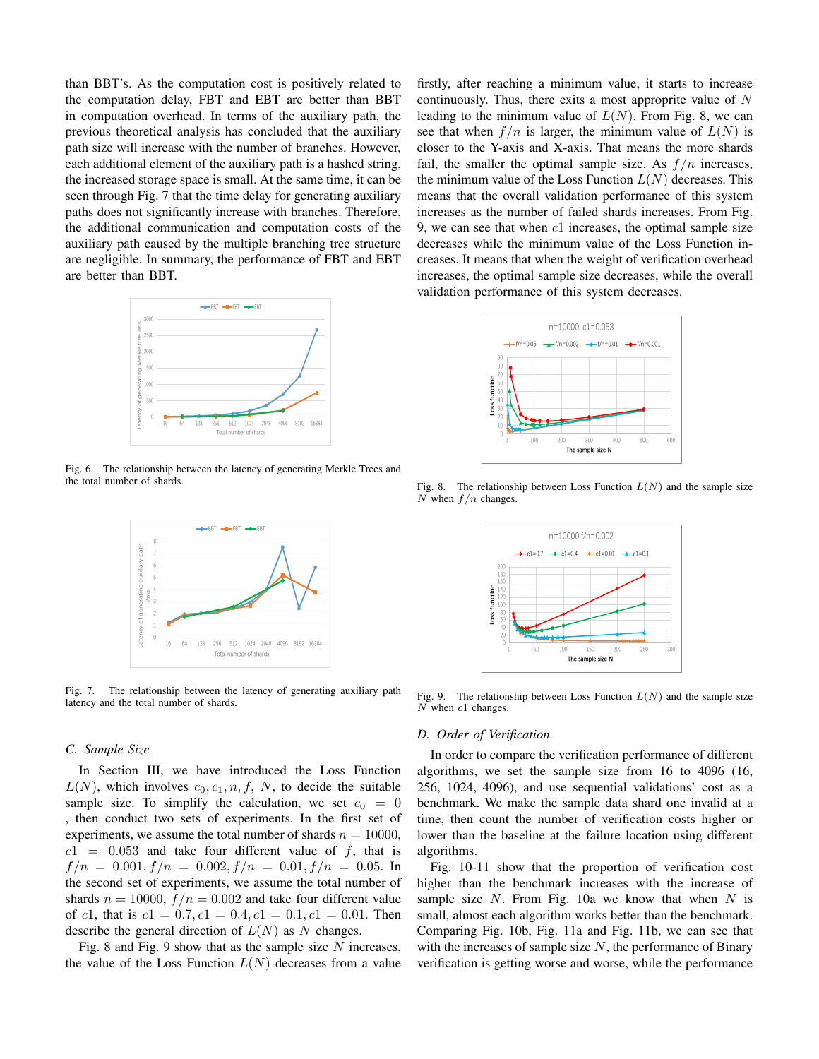than BBT's. As the computation cost is positively related to the computation delay, FBT and EBT are better than BBT in computation overhead. In terms of the auxiliary path, the previous theoretical analysis has concluded that the auxiliary path size will increase with the number of branches. However, each additional element of the auxiliary path is a hashed string, the increased storage space is small. At the same time, it can be seen through Fig. 7 that the time delay for generating auxiliary paths does not significantly increase with branches. Therefore, the additional communication and computation costs of the auxiliary path caused by the multiple branching tree structure are negligible. In summary, the performance of FBT and EBT are better than BBT.

Fig. 6. The relationship between the latency of generating Merkle Trees and the total number of shards.

Fig. 7. The relationship between the latency of generating auxiliary path latency and the total number of shards.

### C. Sample Size

In Section III, we have introduced the Loss Function $L(N)$, which involves $c_0, c_1, n, f, N$, to decide the suitable sample size. To simplify the calculation, we set $c_0 = 0$ , then conduct two sets of experiments. In the first set of experiments, we assume the total number of shards $n = 10000$, $c1 = 0.053$ and take four different value of $f$, that is $f/n = 0.001, f/n = 0.002, f/n = 0.01, f/n = 0.05$. In the second set of experiments, we assume the total number of shards $n = 10000$, $f/n = 0.002$ and take four different value of $c1$, that is $c1 = 0.7, c1 = 0.4, c1 = 0.1, c1 = 0.01$. Then describe the general direction of $L(N)$ as $N$ changes.

Fig. 8 and Fig. 9 show that as the sample size $N$ increases, the value of the Loss Function $L(N)$ decreases from a value firstly, after reaching a minimum value, it starts to increase continuously. Thus, there exits a most approprite value of $N$ leading to the minimum value of $L(N)$. From Fig. 8, we can see that when $f/n$ is larger, the minimum value of $L(N)$ is closer to the Y-axis and X-axis. That means the more shards fail, the smaller the optimal sample size. As $f/n$ increases, the minimum value of the Loss Function $L(N)$ decreases. This means that the overall validation performance of this system increases as the number of failed shards increases. From Fig. 9, we can see that when $c1$ increases, the optimal sample size decreases while the minimum value of the Loss Function increases. It means that when the weight of verification overhead increases, the optimal sample size decreases, while the overall validation performance of this system decreases.

Fig. 8. The relationship between Loss Function $L(N)$ and the sample size $N$ when $f/n$ changes.

Fig. 9. The relationship between Loss Function $L(N)$ and the sample size $N$ when $c1$ changes.

### D. Order of Verification

In order to compare the verification performance of different algorithms, we set the sample size from 16 to 4096 (16, 256, 1024, 4096), and use sequential validations' cost as a benchmark. We make the sample data shard one invalid at a time, then count the number of verification costs higher or lower than the baseline at the failure location using different algorithms.

Fig. 10-11 show that the proportion of verification cost higher than the benchmark increases with the increase of sample size $N$. From Fig. 10a we know that when $N$ is small, almost each algorithm works better than the benchmark. Comparing Fig. 10b, Fig. 11a and Fig. 11b, we can see that with the increases of sample size $N$, the performance of Binary verification is getting worse and worse, while the performance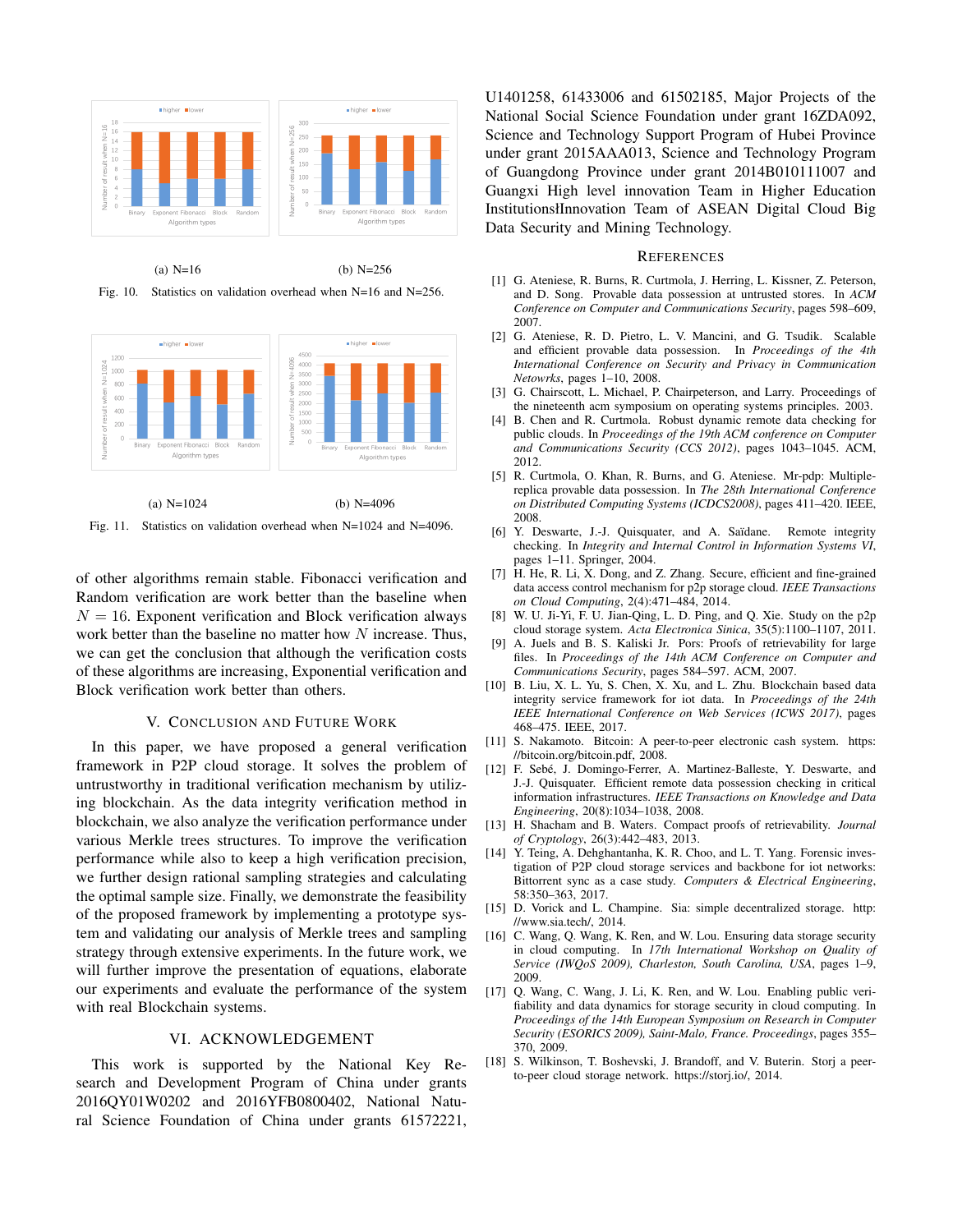higher lower

Number of result when N=16

18
16
14
12
10
8
6
4
2
0

Binary Exponent Fibonacci Block Random

Algorithm types

(a) N=16

higher lower

Number of result when N=256

300
250
200
150
100
50
0

Binary Exponent Fibonacci Block Random

Algorithm types

(b) N=256

Fig. 10. Statistics on validation overhead when N=16 and N=256.

higher lower

Number of result when N=1024

1200
1000
800
600
400
200
0

Binary Exponent Fibonacci Block Random

Algorithm types

(a) N=1024

higher lower

Number of result when N=4096

4500
4000
3500
3000
2500
2000
1500
1000
500
0

Binary Exponent Fibonacci Block Random

Algorithm types

(b) N=4096

Fig. 11. Statistics on validation overhead when N=1024 and N=4096.

of other algorithms remain stable. Fibonacci verification and Random verification are work better than the baseline when $N = 16$. Exponent verification and Block verification always work better than the baseline no matter how $N$ increase. Thus, we can get the conclusion that although the verification costs of these algorithms are increasing, Exponential verification and Block verification work better than others.

## V. Conclusion and Future Work

In this paper, we have proposed a general verification framework in P2P cloud storage. It solves the problem of untrustworthy in traditional verification mechanism by utilizing blockchain. As the data integrity verification method in blockchain, we also analyze the verification performance under various Merkle trees structures. To improve the verification performance while also to keep a high verification precision, we further design rational sampling strategies and calculating the optimal sample size. Finally, we demonstrate the feasibility of the proposed framework by implementing a prototype system and validating our analysis of Merkle trees and sampling strategy through extensive experiments. In the future work, we will further improve the presentation of equations, elaborate our experiments and evaluate the performance of the system with real Blockchain systems.

## VI. Acknowledgement

This work is supported by the National Key Research and Development Program of China under grants 2016QY01W0202 and 2016YFB0800402, National Natural Science Foundation of China under grants 61572221, U1401258, 61433006 and 61502185, Major Projects of the National Social Science Foundation under grant 16ZDA092, Science and Technology Support Program of Hubei Province under grant 2015AAA013, Science and Technology Program of Guangdong Province under grant 2014B010111007 and Guangxi High level innovation Team in Higher Education InstitutionsłInnovation Team of ASEAN Digital Cloud Big Data Security and Mining Technology.

## References

[1] G. Ateniese, R. Burns, R. Curtmola, J. Herring, L. Kissner, Z. Peterson, and D. Song. Provable data possession at untrusted stores. In *ACM Conference on Computer and Communications Security*, pages 598–609, 2007.

[2] G. Ateniese, R. D. Pietro, L. V. Mancini, and G. Tsudik. Scalable and efficient provable data possession. In *Proceedings of the 4th International Conference on Security and Privacy in Communication Netowrks*, pages 1–10, 2008.

[3] G. Chairscott, L. Michael, P. Chairpeterson, and Larry. Proceedings of the nineteenth acm symposium on operating systems principles. 2003.

[4] B. Chen and R. Curtmola. Robust dynamic remote data checking for public clouds. In *Proceedings of the 19th ACM conference on Computer and Communications Security (CCS 2012)*, pages 1043–1045. ACM, 2012.

[5] R. Curtmola, O. Khan, R. Burns, and G. Ateniese. Mr-pdp: Multiple-replica provable data possession. In *The 28th International Conference on Distributed Computing Systems (ICDCS2008)*, pages 411–420. IEEE, 2008.

[6] Y. Deswarte, J.-J. Quisquater, and A. Saïdane. Remote integrity checking. In *Integrity and Internal Control in Information Systems VI*, pages 1–11. Springer, 2004.

[7] H. He, R. Li, X. Dong, and Z. Zhang. Secure, efficient and fine-grained data access control mechanism for p2p storage cloud. *IEEE Transactions on Cloud Computing*, 2(4):471–484, 2014.

[8] W. U. Ji-Yi, F. U. Jian-Qing, L. D. Ping, and Q. Xie. Study on the p2p cloud storage system. *Acta Electronica Sinica*, 35(5):1100–1107, 2011.

[9] A. Juels and B. S. Kaliski Jr. Pors: Proofs of retrievability for large files. In *Proceedings of the 14th ACM Conference on Computer and Communications Security*, pages 584–597. ACM, 2007.

[10] B. Liu, X. L. Yu, S. Chen, X. Xu, and L. Zhu. Blockchain based data integrity service framework for iot data. In *Proceedings of the 24th IEEE International Conference on Web Services (ICWS 2017)*, pages 468–475. IEEE, 2017.

[11] S. Nakamoto. Bitcoin: A peer-to-peer electronic cash system. https://bitcoin.org/bitcoin.pdf, 2008.

[12] F. Sebé, J. Domingo-Ferrer, A. Martinez-Balleste, Y. Deswarte, and J.-J. Quisquater. Efficient remote data possession checking in critical information infrastructures. *IEEE Transactions on Knowledge and Data Engineering*, 20(8):1034–1038, 2008.

[13] H. Shacham and B. Waters. Compact proofs of retrievability. *Journal of Cryptology*, 26(3):442–483, 2013.

[14] Y. Teing, A. Dehghantanha, K. R. Choo, and L. T. Yang. Forensic investigation of P2P cloud storage services and backbone for iot networks: Bittorrent sync as a case study. *Computers & Electrical Engineering*, 58:350–363, 2017.

[15] D. Vorick and L. Champine. Sia: simple decentralized storage. http://www.sia.tech/, 2014.

[16] C. Wang, Q. Wang, K. Ren, and W. Lou. Ensuring data storage security in cloud computing. In *17th International Workshop on Quality of Service (IWQoS 2009), Charleston, South Carolina, USA*, pages 1–9, 2009.

[17] Q. Wang, C. Wang, J. Li, K. Ren, and W. Lou. Enabling public verifiability and data dynamics for storage security in cloud computing. In *Proceedings of the 14th European Symposium on Research in Computer Security (ESORICS 2009), Saint-Malo, France. Proceedings*, pages 355–370, 2009.

[18] S. Wilkinson, T. Boshevski, J. Brandoff, and V. Buterin. Storj a peer-to-peer cloud storage network. https://storj.io/, 2014.